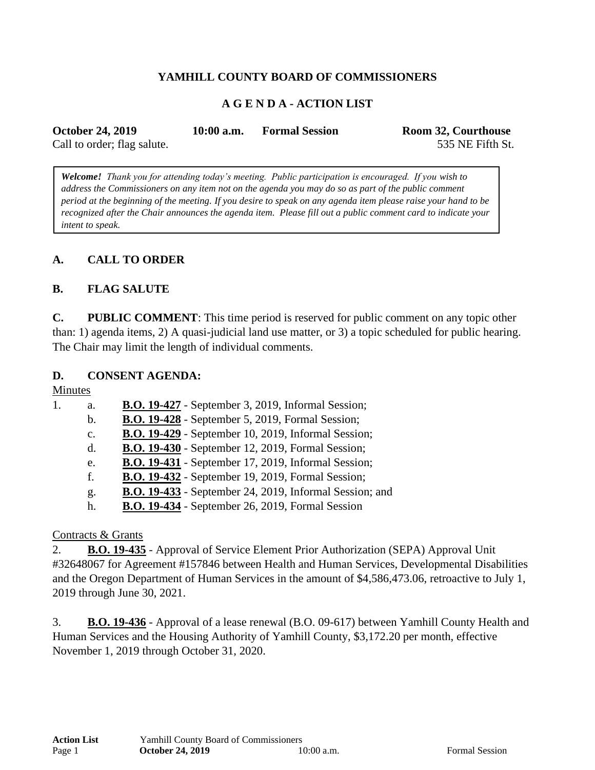**YAMHILL COUNTY BOARD OF COMMISSIONERS**

**A G E N D A - ACTION LIST**

**October 24, 2019** **10:00 a.m.** **Formal Session** **Room 32, Courthouse**
Call to order; flag salute. 535 NE Fifth St.

> ***Welcome!*** *Thank you for attending today's meeting. Public participation is encouraged. If you wish to address the Commissioners on any item not on the agenda you may do so as part of the public comment period at the beginning of the meeting. If you desire to speak on any agenda item please raise your hand to be recognized after the Chair announces the agenda item. Please fill out a public comment card to indicate your intent to speak.*

## A. CALL TO ORDER

## B. FLAG SALUTE

**C. PUBLIC COMMENT**: This time period is reserved for public comment on any topic other than: 1) agenda items, 2) A quasi-judicial land use matter, or 3) a topic scheduled for public hearing. The Chair may limit the length of individual comments.

## D. CONSENT AGENDA:

Minutes

1. a. **B.O. 19-427** - September 3, 2019, Informal Session;
   b. **B.O. 19-428** - September 5, 2019, Formal Session;
   c. **B.O. 19-429** - September 10, 2019, Informal Session;
   d. **B.O. 19-430** - September 12, 2019, Formal Session;
   e. **B.O. 19-431** - September 17, 2019, Informal Session;
   f. **B.O. 19-432** - September 19, 2019, Formal Session;
   g. **B.O. 19-433** - September 24, 2019, Informal Session; and
   h. **B.O. 19-434** - September 26, 2019, Formal Session

Contracts & Grants

2. **B.O. 19-435** - Approval of Service Element Prior Authorization (SEPA) Approval Unit #32648067 for Agreement #157846 between Health and Human Services, Developmental Disabilities and the Oregon Department of Human Services in the amount of $4,586,473.06, retroactive to July 1, 2019 through June 30, 2021.

3. **B.O. 19-436** - Approval of a lease renewal (B.O. 09-617) between Yamhill County Health and Human Services and the Housing Authority of Yamhill County, $3,172.20 per month, effective November 1, 2019 through October 31, 2020.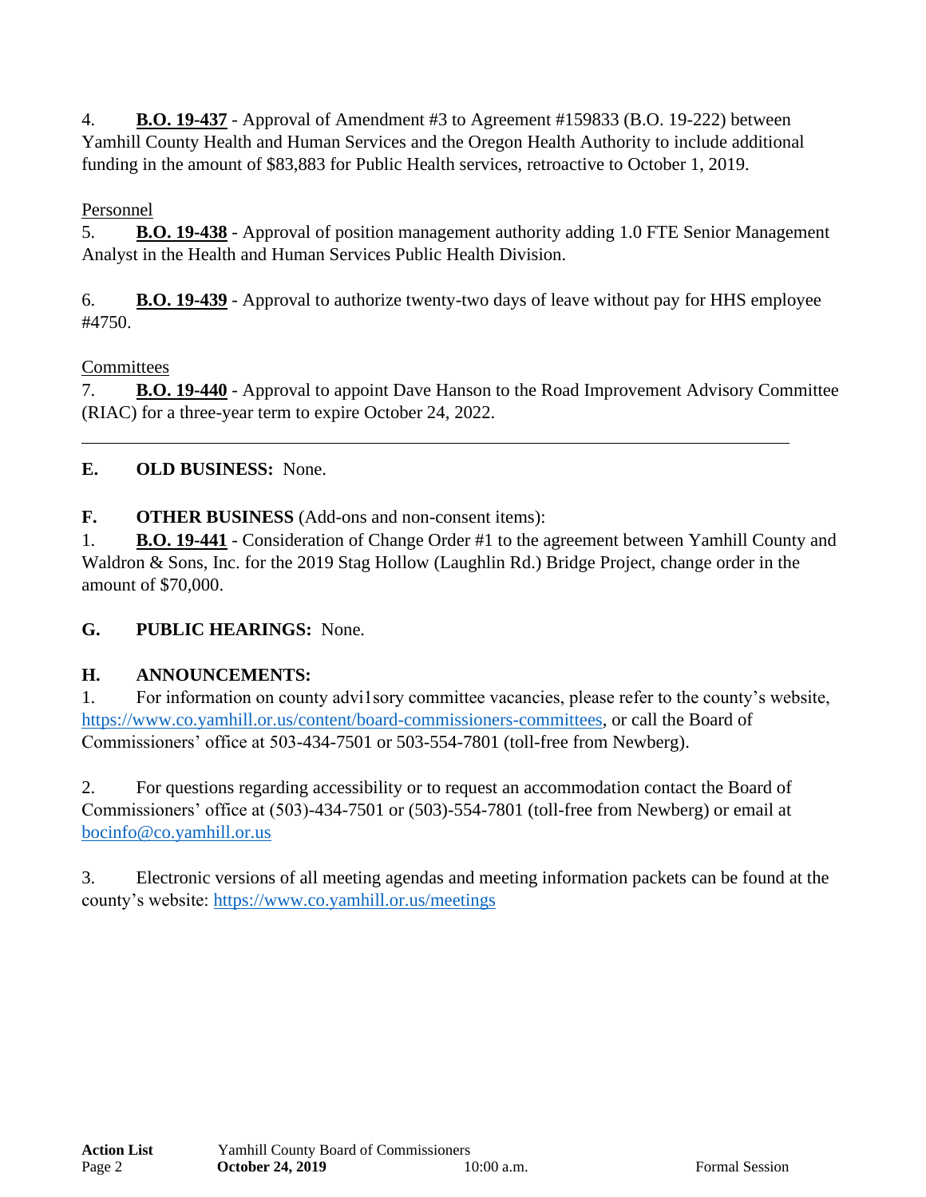4. **B.O. 19-437** - Approval of Amendment #3 to Agreement #159833 (B.O. 19-222) between Yamhill County Health and Human Services and the Oregon Health Authority to include additional funding in the amount of $83,883 for Public Health services, retroactive to October 1, 2019.

Personnel

5. **B.O. 19-438** - Approval of position management authority adding 1.0 FTE Senior Management Analyst in the Health and Human Services Public Health Division.

6. **B.O. 19-439** - Approval to authorize twenty-two days of leave without pay for HHS employee #4750.

Committees

7. **B.O. 19-440** - Approval to appoint Dave Hanson to the Road Improvement Advisory Committee (RIAC) for a three-year term to expire October 24, 2022.

---

**E. OLD BUSINESS:** None.

**F. OTHER BUSINESS** (Add-ons and non-consent items):

1. **B.O. 19-441** - Consideration of Change Order #1 to the agreement between Yamhill County and Waldron & Sons, Inc. for the 2019 Stag Hollow (Laughlin Rd.) Bridge Project, change order in the amount of $70,000.

**G. PUBLIC HEARINGS:** None.

**H. ANNOUNCEMENTS:**

1. For information on county advi1sory committee vacancies, please refer to the county's website, https://www.co.yamhill.or.us/content/board-commissioners-committees, or call the Board of Commissioners' office at 503-434-7501 or 503-554-7801 (toll-free from Newberg).

2. For questions regarding accessibility or to request an accommodation contact the Board of Commissioners' office at (503)-434-7501 or (503)-554-7801 (toll-free from Newberg) or email at bocinfo@co.yamhill.or.us

3. Electronic versions of all meeting agendas and meeting information packets can be found at the county's website: https://www.co.yamhill.or.us/meetings